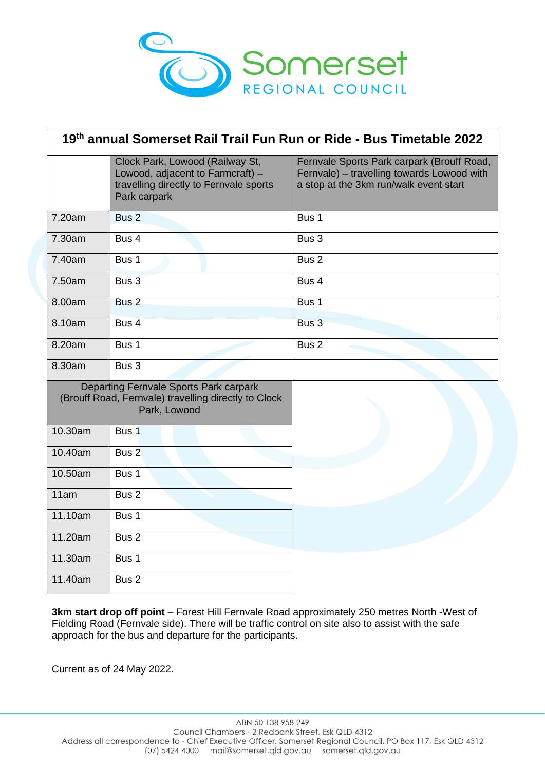# Somerset Regional Council

## 19th annual Somerset Rail Trail Fun Run or Ride - Bus Timetable 2022

| | Clock Park, Lowood (Railway St, Lowood, adjacent to Farmcraft) – travelling directly to Fernvale sports Park carpark | Fernvale Sports Park carpark (Brouff Road, Fernvale) – travelling towards Lowood with a stop at the 3km run/walk event start |
|---|---|---|
| 7.20am | Bus 2 | Bus 1 |
| 7.30am | Bus 4 | Bus 3 |
| 7.40am | Bus 1 | Bus 2 |
| 7.50am | Bus 3 | Bus 4 |
| 8.00am | Bus 2 | Bus 1 |
| 8.10am | Bus 4 | Bus 3 |
| 8.20am | Bus 1 | Bus 2 |
| 8.30am | Bus 3 | |

| Departing Fernvale Sports Park carpark (Brouff Road, Fernvale) travelling directly to Clock Park, Lowood | |
|---|---|
| 10.30am | Bus 1 |
| 10.40am | Bus 2 |
| 10.50am | Bus 1 |
| 11am | Bus 2 |
| 11.10am | Bus 1 |
| 11.20am | Bus 2 |
| 11.30am | Bus 1 |
| 11.40am | Bus 2 |

**3km start drop off point** – Forest Hill Fernvale Road approximately 250 metres North -West of Fielding Road (Fernvale side). There will be traffic control on site also to assist with the safe approach for the bus and departure for the participants.

Current as of 24 May 2022.

ABN 50 138 958 249
Council Chambers - 2 Redbank Street, Esk QLD 4312
Address all correspondence to - Chief Executive Officer, Somerset Regional Council, PO Box 117, Esk QLD 4312
(07) 5424 4000 mail@somerset.qld.gov.au somerset.qld.gov.au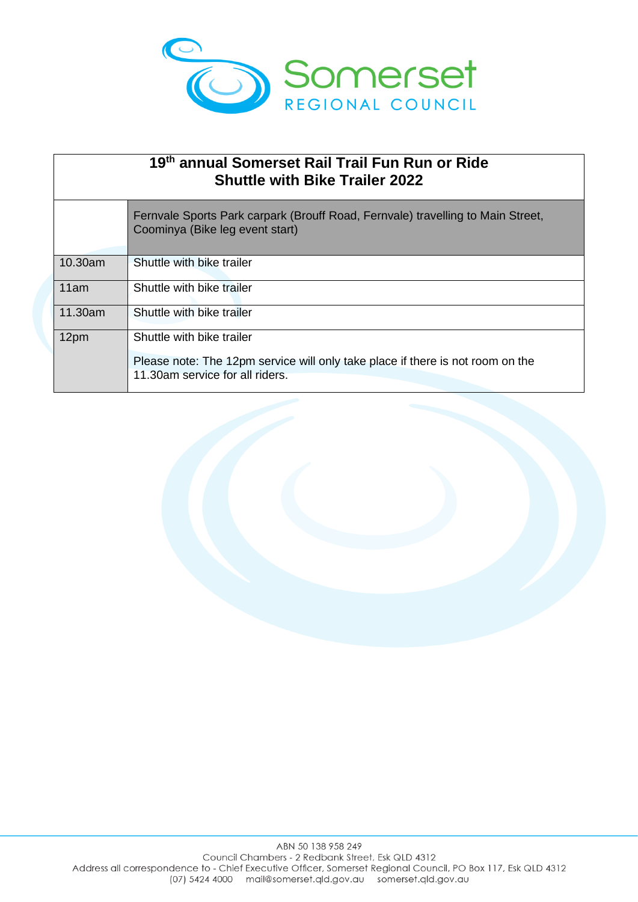| | |
|---|---|
| **19th annual Somerset Rail Trail Fun Run or Ride Shuttle with Bike Trailer 2022** | |
| | Fernvale Sports Park carpark (Brouff Road, Fernvale) travelling to Main Street, Coominya (Bike leg event start) |
| 10.30am | Shuttle with bike trailer |
| 11am | Shuttle with bike trailer |
| 11.30am | Shuttle with bike trailer |
| 12pm | Shuttle with bike trailer<br><br>Please note: The 12pm service will only take place if there is not room on the 11.30am service for all riders. |